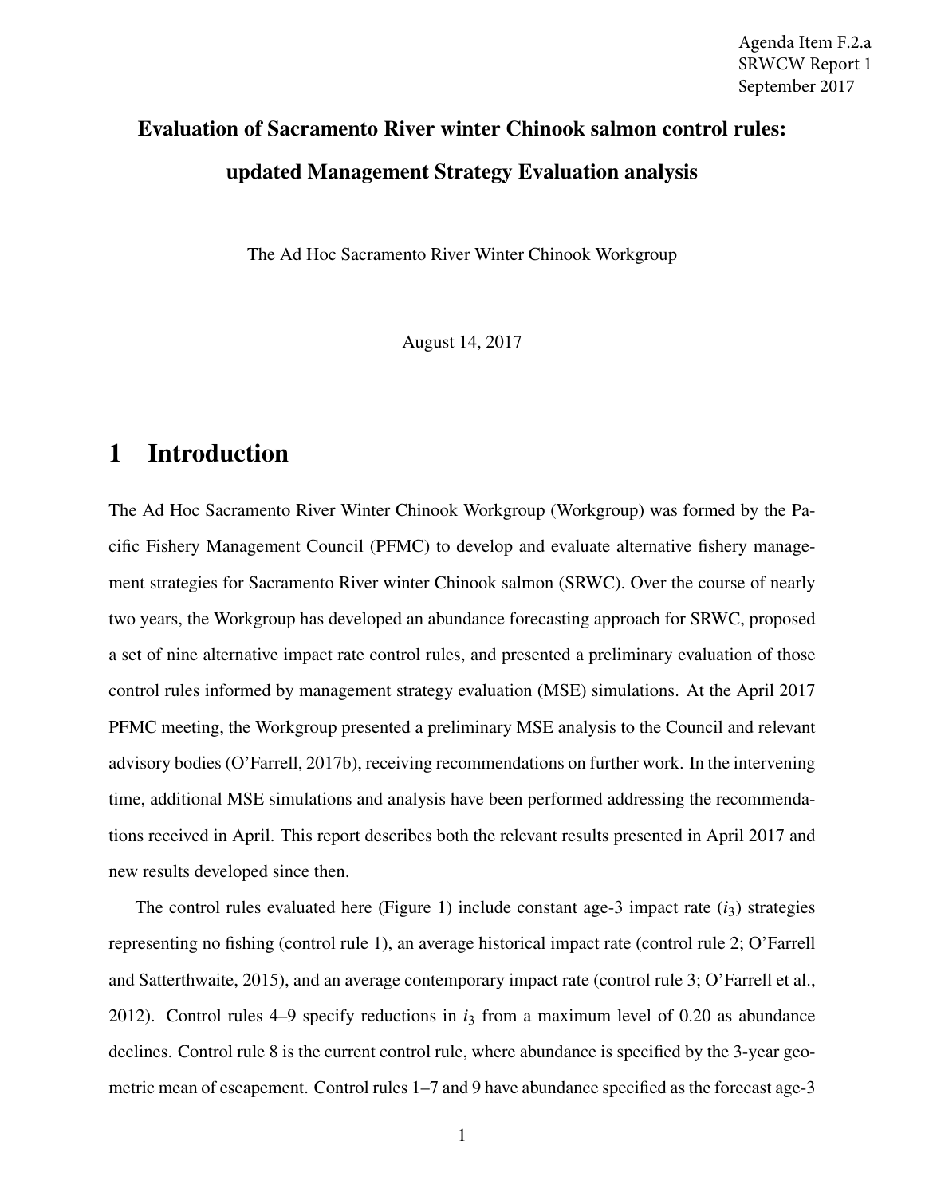Agenda Item F.2.a
SRWCW Report 1
September 2017

# Evaluation of Sacramento River winter Chinook salmon control rules: updated Management Strategy Evaluation analysis

The Ad Hoc Sacramento River Winter Chinook Workgroup

August 14, 2017

## 1 Introduction

The Ad Hoc Sacramento River Winter Chinook Workgroup (Workgroup) was formed by the Pacific Fishery Management Council (PFMC) to develop and evaluate alternative fishery management strategies for Sacramento River winter Chinook salmon (SRWC). Over the course of nearly two years, the Workgroup has developed an abundance forecasting approach for SRWC, proposed a set of nine alternative impact rate control rules, and presented a preliminary evaluation of those control rules informed by management strategy evaluation (MSE) simulations. At the April 2017 PFMC meeting, the Workgroup presented a preliminary MSE analysis to the Council and relevant advisory bodies (O'Farrell, 2017b), receiving recommendations on further work. In the intervening time, additional MSE simulations and analysis have been performed addressing the recommendations received in April. This report describes both the relevant results presented in April 2017 and new results developed since then.

The control rules evaluated here (Figure 1) include constant age-3 impact rate ($i_3$) strategies representing no fishing (control rule 1), an average historical impact rate (control rule 2; O'Farrell and Satterthwaite, 2015), and an average contemporary impact rate (control rule 3; O'Farrell et al., 2012). Control rules 4–9 specify reductions in $i_3$ from a maximum level of 0.20 as abundance declines. Control rule 8 is the current control rule, where abundance is specified by the 3-year geometric mean of escapement. Control rules 1–7 and 9 have abundance specified as the forecast age-3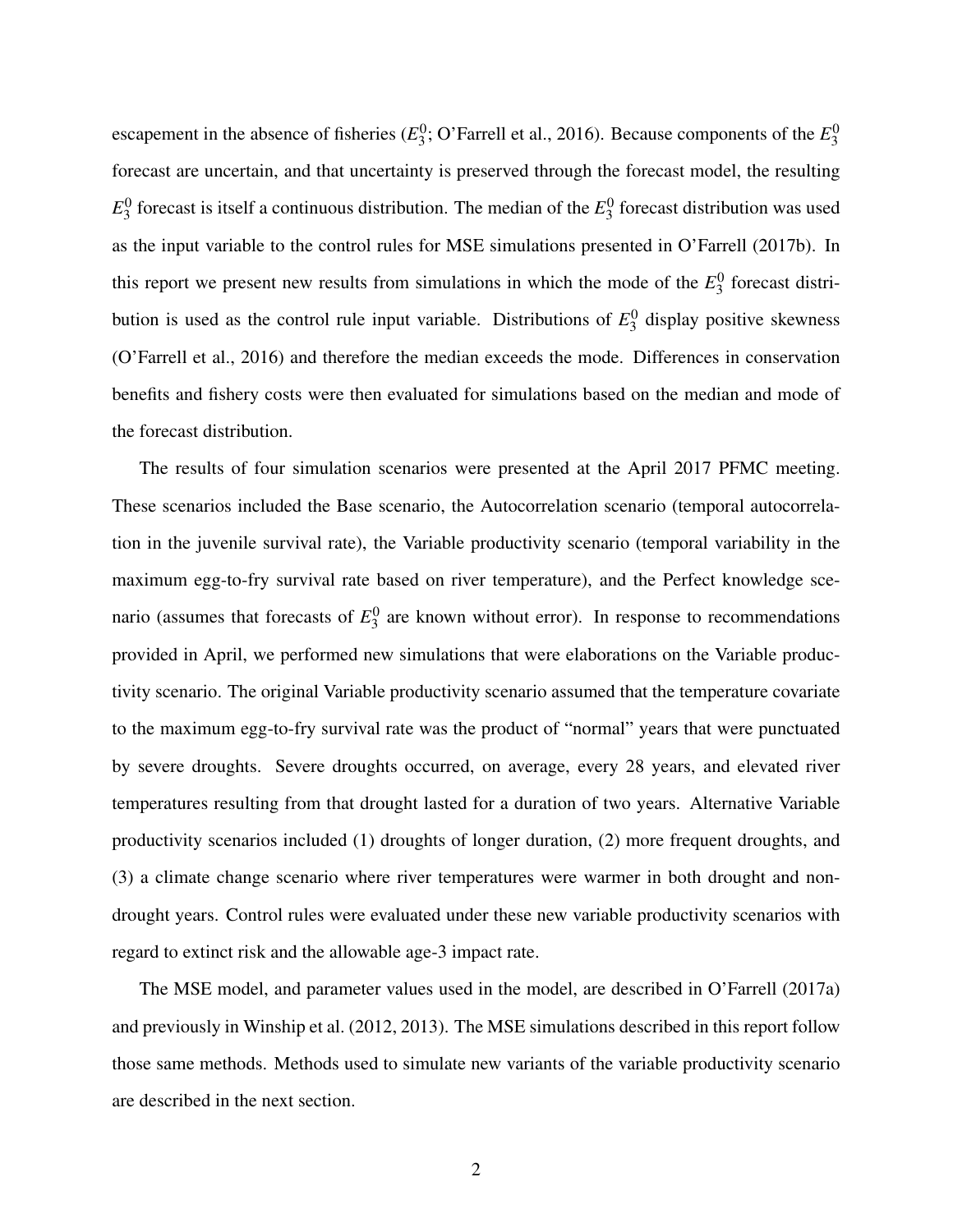escapement in the absence of fisheries ($E_3^0$; O'Farrell et al., 2016). Because components of the $E_3^0$ forecast are uncertain, and that uncertainty is preserved through the forecast model, the resulting $E_3^0$ forecast is itself a continuous distribution. The median of the $E_3^0$ forecast distribution was used as the input variable to the control rules for MSE simulations presented in O'Farrell (2017b). In this report we present new results from simulations in which the mode of the $E_3^0$ forecast distribution is used as the control rule input variable. Distributions of $E_3^0$ display positive skewness (O'Farrell et al., 2016) and therefore the median exceeds the mode. Differences in conservation benefits and fishery costs were then evaluated for simulations based on the median and mode of the forecast distribution.

The results of four simulation scenarios were presented at the April 2017 PFMC meeting. These scenarios included the Base scenario, the Autocorrelation scenario (temporal autocorrelation in the juvenile survival rate), the Variable productivity scenario (temporal variability in the maximum egg-to-fry survival rate based on river temperature), and the Perfect knowledge scenario (assumes that forecasts of $E_3^0$ are known without error). In response to recommendations provided in April, we performed new simulations that were elaborations on the Variable productivity scenario. The original Variable productivity scenario assumed that the temperature covariate to the maximum egg-to-fry survival rate was the product of "normal" years that were punctuated by severe droughts. Severe droughts occurred, on average, every 28 years, and elevated river temperatures resulting from that drought lasted for a duration of two years. Alternative Variable productivity scenarios included (1) droughts of longer duration, (2) more frequent droughts, and (3) a climate change scenario where river temperatures were warmer in both drought and non-drought years. Control rules were evaluated under these new variable productivity scenarios with regard to extinct risk and the allowable age-3 impact rate.

The MSE model, and parameter values used in the model, are described in O'Farrell (2017a) and previously in Winship et al. (2012, 2013). The MSE simulations described in this report follow those same methods. Methods used to simulate new variants of the variable productivity scenario are described in the next section.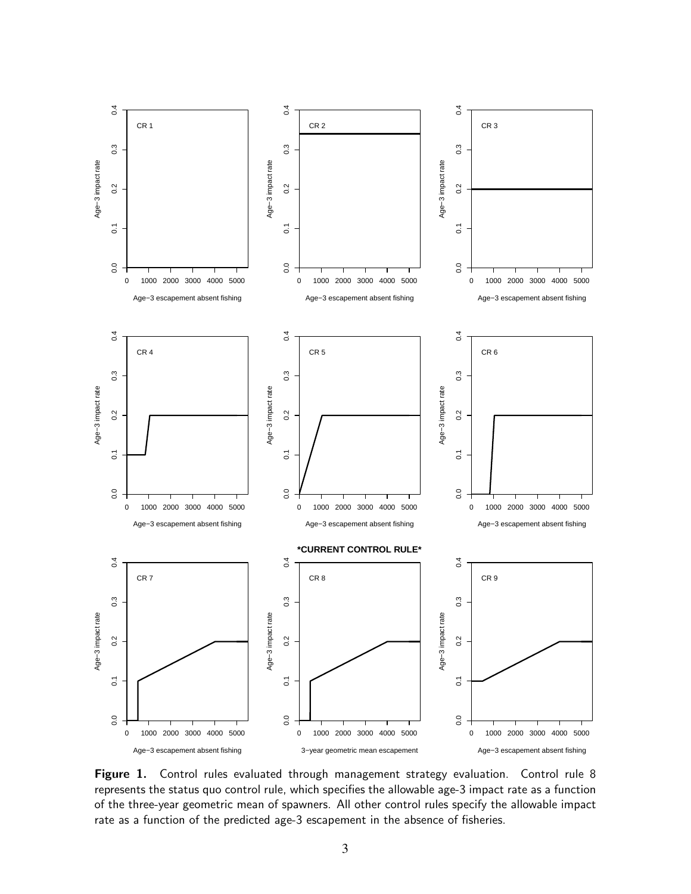**Figure 1.** Control rules evaluated through management strategy evaluation. Control rule 8 represents the status quo control rule, which specifies the allowable age-3 impact rate as a function of the three-year geometric mean of spawners. All other control rules specify the allowable impact rate as a function of the predicted age-3 escapement in the absence of fisheries.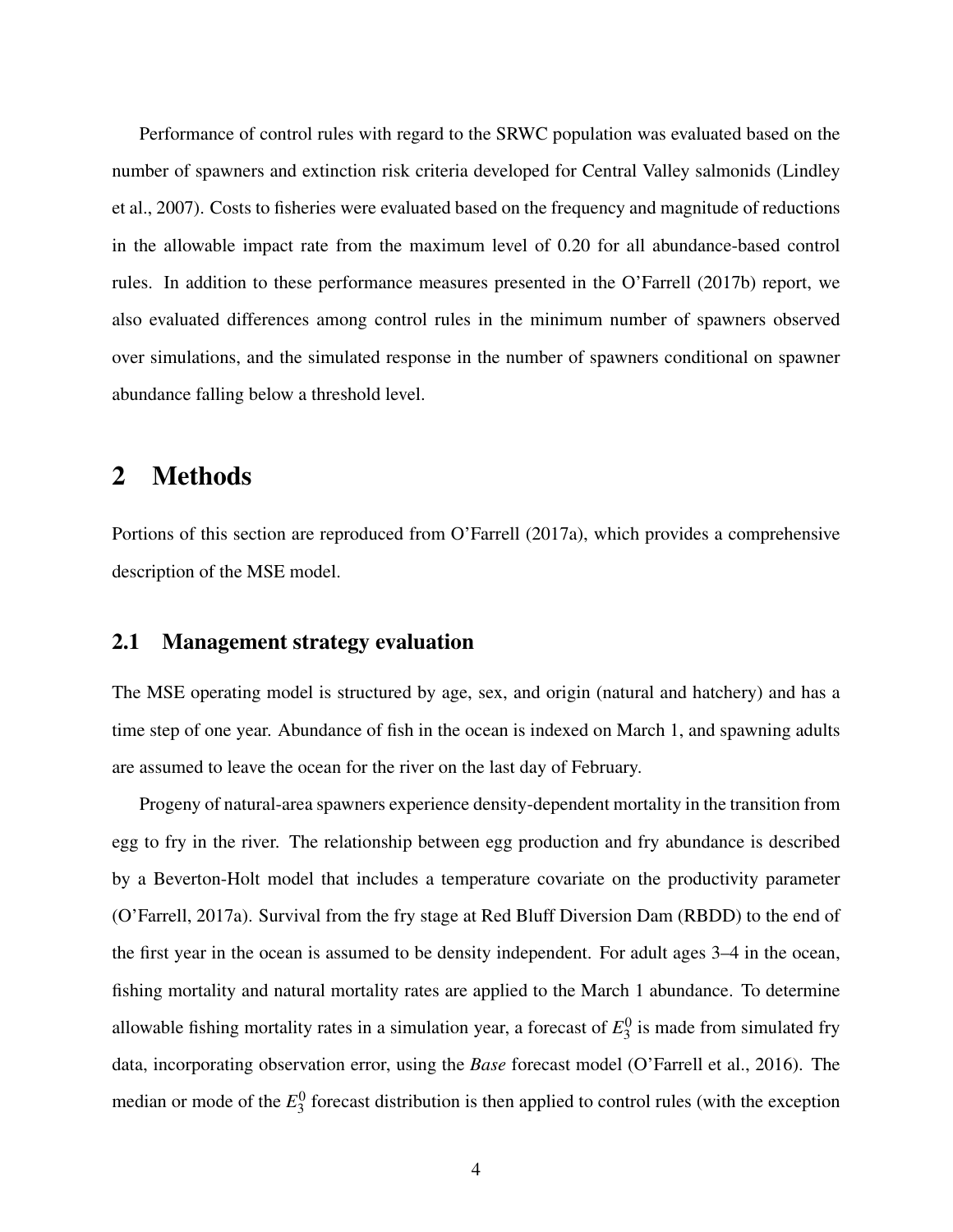Performance of control rules with regard to the SRWC population was evaluated based on the number of spawners and extinction risk criteria developed for Central Valley salmonids (Lindley et al., 2007). Costs to fisheries were evaluated based on the frequency and magnitude of reductions in the allowable impact rate from the maximum level of 0.20 for all abundance-based control rules. In addition to these performance measures presented in the O'Farrell (2017b) report, we also evaluated differences among control rules in the minimum number of spawners observed over simulations, and the simulated response in the number of spawners conditional on spawner abundance falling below a threshold level.

# 2 Methods

Portions of this section are reproduced from O'Farrell (2017a), which provides a comprehensive description of the MSE model.

## 2.1 Management strategy evaluation

The MSE operating model is structured by age, sex, and origin (natural and hatchery) and has a time step of one year. Abundance of fish in the ocean is indexed on March 1, and spawning adults are assumed to leave the ocean for the river on the last day of February.

Progeny of natural-area spawners experience density-dependent mortality in the transition from egg to fry in the river. The relationship between egg production and fry abundance is described by a Beverton-Holt model that includes a temperature covariate on the productivity parameter (O'Farrell, 2017a). Survival from the fry stage at Red Bluff Diversion Dam (RBDD) to the end of the first year in the ocean is assumed to be density independent. For adult ages 3–4 in the ocean, fishing mortality and natural mortality rates are applied to the March 1 abundance. To determine allowable fishing mortality rates in a simulation year, a forecast of $E_3^0$ is made from simulated fry data, incorporating observation error, using the *Base* forecast model (O'Farrell et al., 2016). The median or mode of the $E_3^0$ forecast distribution is then applied to control rules (with the exception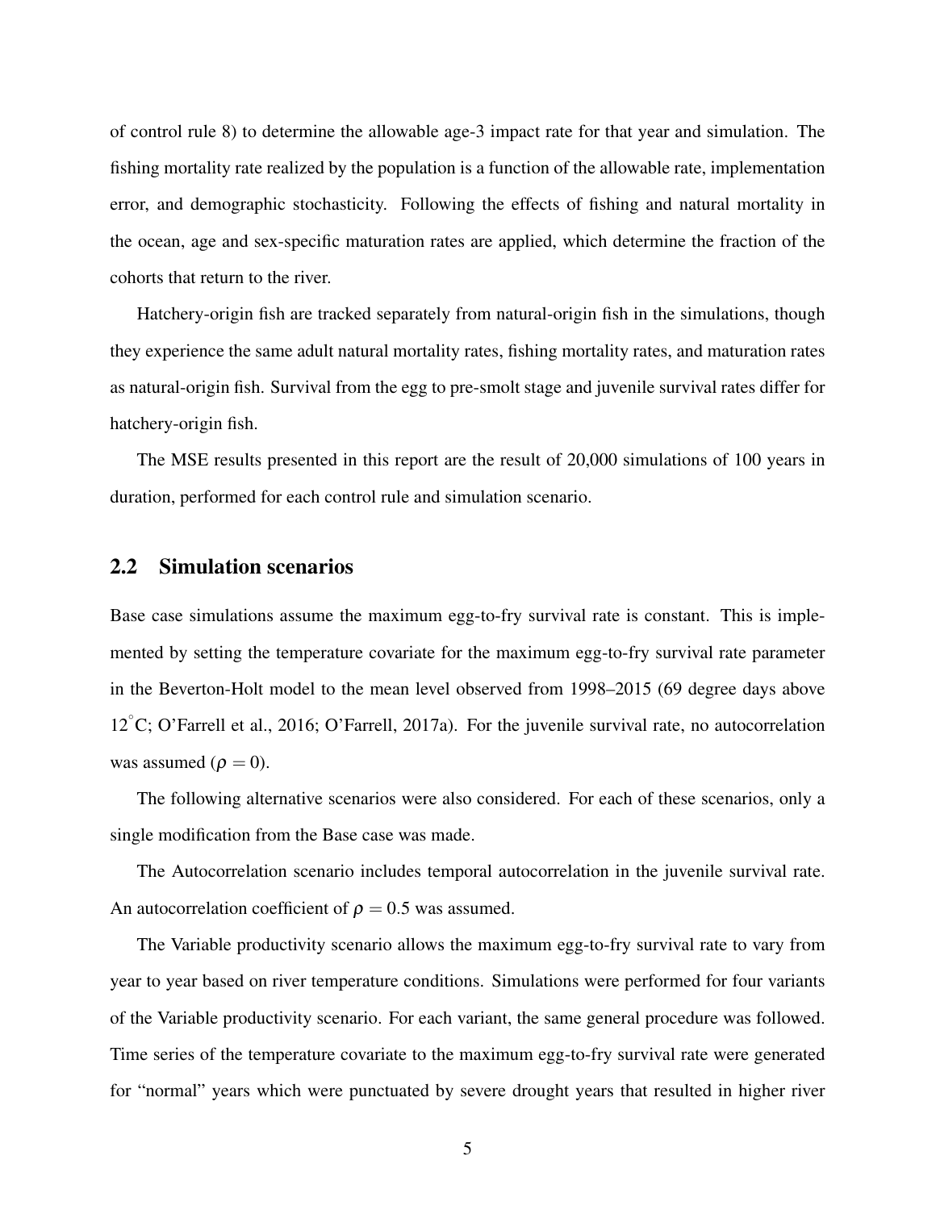of control rule 8) to determine the allowable age-3 impact rate for that year and simulation. The fishing mortality rate realized by the population is a function of the allowable rate, implementation error, and demographic stochasticity. Following the effects of fishing and natural mortality in the ocean, age and sex-specific maturation rates are applied, which determine the fraction of the cohorts that return to the river.

Hatchery-origin fish are tracked separately from natural-origin fish in the simulations, though they experience the same adult natural mortality rates, fishing mortality rates, and maturation rates as natural-origin fish. Survival from the egg to pre-smolt stage and juvenile survival rates differ for hatchery-origin fish.

The MSE results presented in this report are the result of 20,000 simulations of 100 years in duration, performed for each control rule and simulation scenario.

## 2.2 Simulation scenarios

Base case simulations assume the maximum egg-to-fry survival rate is constant. This is implemented by setting the temperature covariate for the maximum egg-to-fry survival rate parameter in the Beverton-Holt model to the mean level observed from 1998–2015 (69 degree days above $12^{\circ}$C; O'Farrell et al., 2016; O'Farrell, 2017a). For the juvenile survival rate, no autocorrelation was assumed ($\rho = 0$).

The following alternative scenarios were also considered. For each of these scenarios, only a single modification from the Base case was made.

The Autocorrelation scenario includes temporal autocorrelation in the juvenile survival rate. An autocorrelation coefficient of $\rho = 0.5$ was assumed.

The Variable productivity scenario allows the maximum egg-to-fry survival rate to vary from year to year based on river temperature conditions. Simulations were performed for four variants of the Variable productivity scenario. For each variant, the same general procedure was followed. Time series of the temperature covariate to the maximum egg-to-fry survival rate were generated for "normal" years which were punctuated by severe drought years that resulted in higher river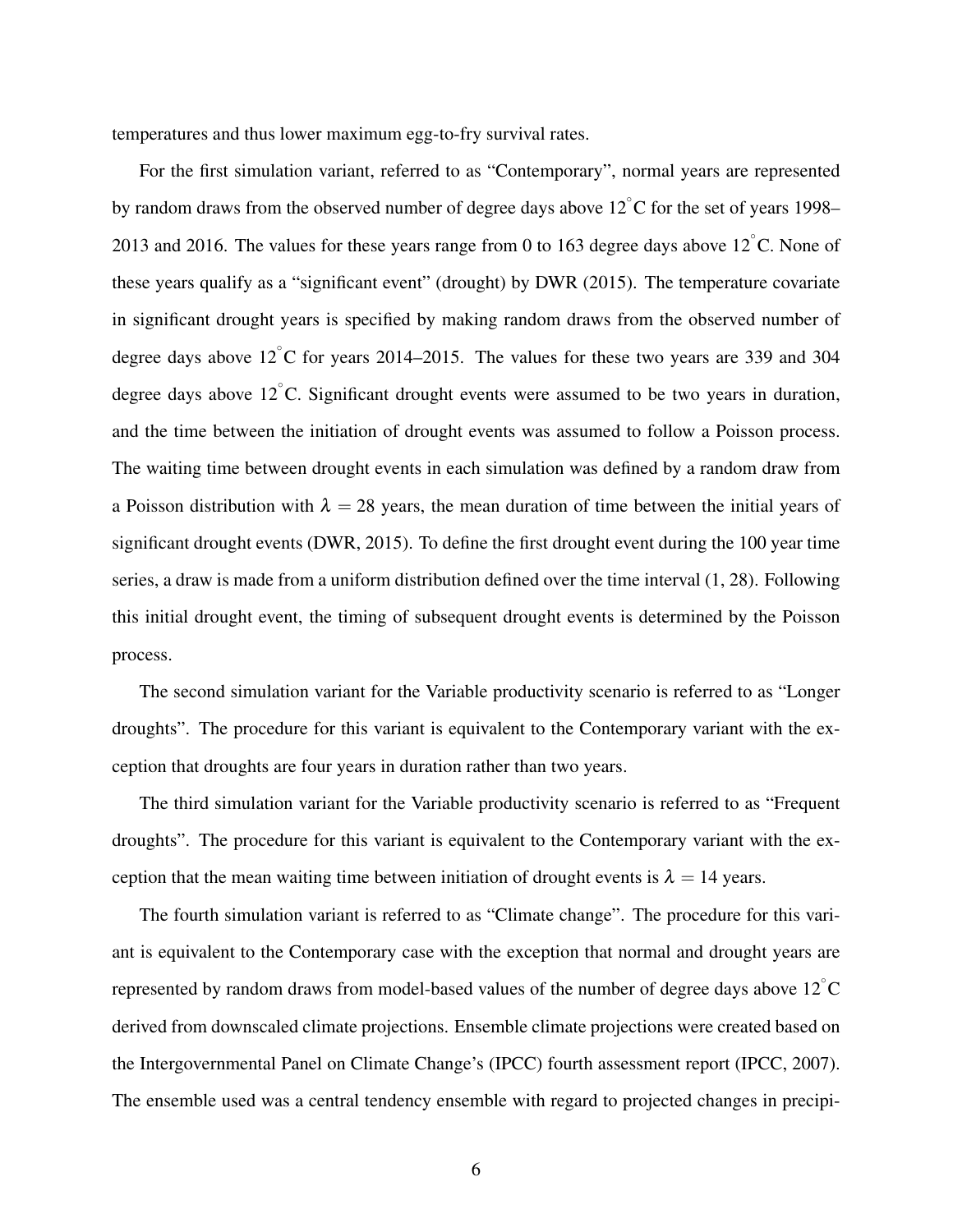temperatures and thus lower maximum egg-to-fry survival rates.

For the first simulation variant, referred to as “Contemporary”, normal years are represented by random draws from the observed number of degree days above 12$^{\circ}$C for the set of years 1998–2013 and 2016. The values for these years range from 0 to 163 degree days above 12$^{\circ}$C. None of these years qualify as a “significant event” (drought) by DWR (2015). The temperature covariate in significant drought years is specified by making random draws from the observed number of degree days above 12$^{\circ}$C for years 2014–2015. The values for these two years are 339 and 304 degree days above 12$^{\circ}$C. Significant drought events were assumed to be two years in duration, and the time between the initiation of drought events was assumed to follow a Poisson process. The waiting time between drought events in each simulation was defined by a random draw from a Poisson distribution with $\lambda = 28$ years, the mean duration of time between the initial years of significant drought events (DWR, 2015). To define the first drought event during the 100 year time series, a draw is made from a uniform distribution defined over the time interval (1, 28). Following this initial drought event, the timing of subsequent drought events is determined by the Poisson process.

The second simulation variant for the Variable productivity scenario is referred to as “Longer droughts”. The procedure for this variant is equivalent to the Contemporary variant with the exception that droughts are four years in duration rather than two years.

The third simulation variant for the Variable productivity scenario is referred to as “Frequent droughts”. The procedure for this variant is equivalent to the Contemporary variant with the exception that the mean waiting time between initiation of drought events is $\lambda = 14$ years.

The fourth simulation variant is referred to as “Climate change”. The procedure for this variant is equivalent to the Contemporary case with the exception that normal and drought years are represented by random draws from model-based values of the number of degree days above 12$^{\circ}$C derived from downscaled climate projections. Ensemble climate projections were created based on the Intergovernmental Panel on Climate Change’s (IPCC) fourth assessment report (IPCC, 2007). The ensemble used was a central tendency ensemble with regard to projected changes in precipi-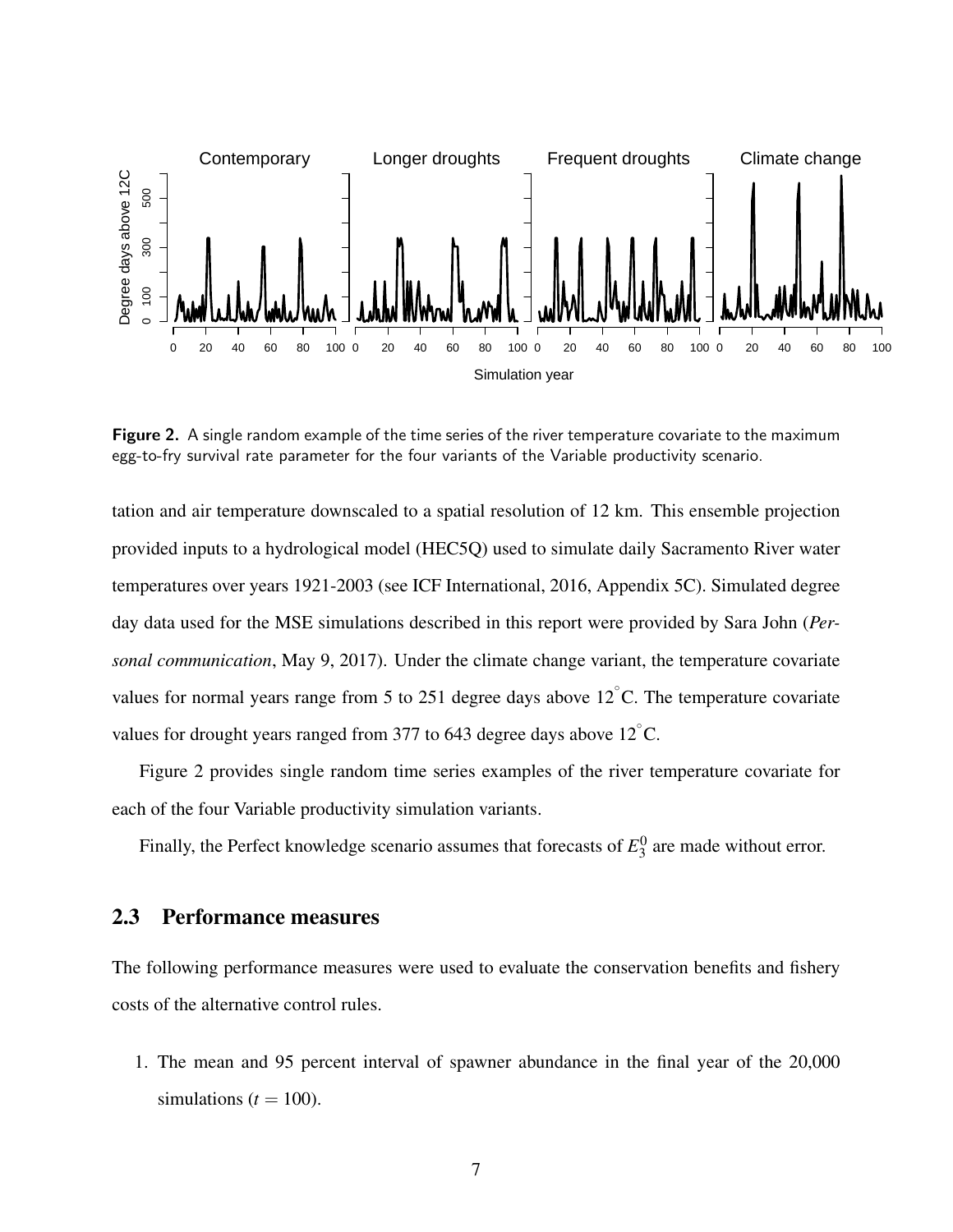**Figure 2.** A single random example of the time series of the river temperature covariate to the maximum egg-to-fry survival rate parameter for the four variants of the Variable productivity scenario.

tation and air temperature downscaled to a spatial resolution of 12 km. This ensemble projection provided inputs to a hydrological model (HEC5Q) used to simulate daily Sacramento River water temperatures over years 1921-2003 (see ICF International, 2016, Appendix 5C). Simulated degree day data used for the MSE simulations described in this report were provided by Sara John (*Personal communication*, May 9, 2017). Under the climate change variant, the temperature covariate values for normal years range from 5 to 251 degree days above 12$^{\circ}$C. The temperature covariate values for drought years ranged from 377 to 643 degree days above 12$^{\circ}$C.

Figure 2 provides single random time series examples of the river temperature covariate for each of the four Variable productivity simulation variants.

Finally, the Perfect knowledge scenario assumes that forecasts of $E_3^0$ are made without error.

## 2.3 Performance measures

The following performance measures were used to evaluate the conservation benefits and fishery costs of the alternative control rules.

1. The mean and 95 percent interval of spawner abundance in the final year of the 20,000 simulations ($t = 100$).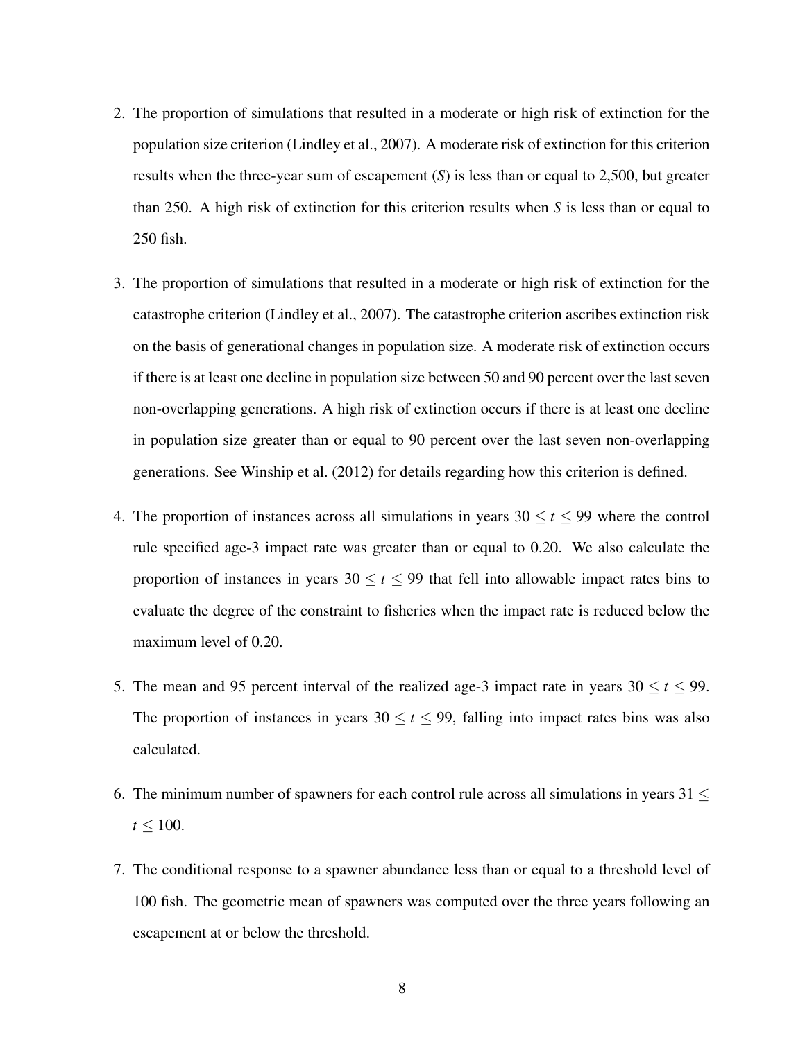2. The proportion of simulations that resulted in a moderate or high risk of extinction for the population size criterion (Lindley et al., 2007). A moderate risk of extinction for this criterion results when the three-year sum of escapement ($S$) is less than or equal to 2,500, but greater than 250. A high risk of extinction for this criterion results when $S$ is less than or equal to 250 fish.

3. The proportion of simulations that resulted in a moderate or high risk of extinction for the catastrophe criterion (Lindley et al., 2007). The catastrophe criterion ascribes extinction risk on the basis of generational changes in population size. A moderate risk of extinction occurs if there is at least one decline in population size between 50 and 90 percent over the last seven non-overlapping generations. A high risk of extinction occurs if there is at least one decline in population size greater than or equal to 90 percent over the last seven non-overlapping generations. See Winship et al. (2012) for details regarding how this criterion is defined.

4. The proportion of instances across all simulations in years $30 \leq t \leq 99$ where the control rule specified age-3 impact rate was greater than or equal to 0.20. We also calculate the proportion of instances in years $30 \leq t \leq 99$ that fell into allowable impact rates bins to evaluate the degree of the constraint to fisheries when the impact rate is reduced below the maximum level of 0.20.

5. The mean and 95 percent interval of the realized age-3 impact rate in years $30 \leq t \leq 99$. The proportion of instances in years $30 \leq t \leq 99$, falling into impact rates bins was also calculated.

6. The minimum number of spawners for each control rule across all simulations in years $31 \leq t \leq 100$.

7. The conditional response to a spawner abundance less than or equal to a threshold level of 100 fish. The geometric mean of spawners was computed over the three years following an escapement at or below the threshold.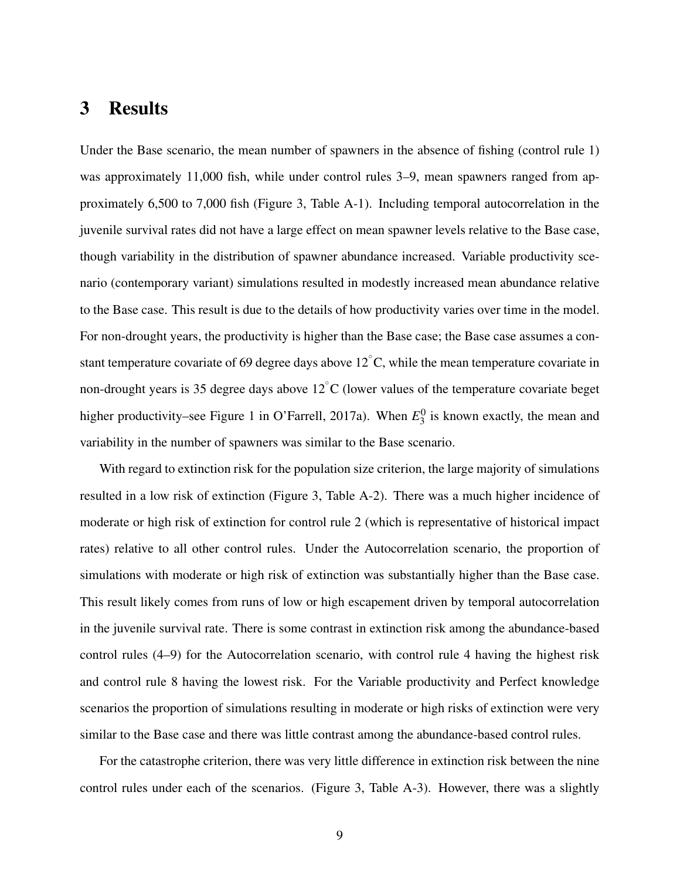# 3 Results

Under the Base scenario, the mean number of spawners in the absence of fishing (control rule 1) was approximately 11,000 fish, while under control rules 3–9, mean spawners ranged from approximately 6,500 to 7,000 fish (Figure 3, Table A-1). Including temporal autocorrelation in the juvenile survival rates did not have a large effect on mean spawner levels relative to the Base case, though variability in the distribution of spawner abundance increased. Variable productivity scenario (contemporary variant) simulations resulted in modestly increased mean abundance relative to the Base case. This result is due to the details of how productivity varies over time in the model. For non-drought years, the productivity is higher than the Base case; the Base case assumes a constant temperature covariate of 69 degree days above $12^{\circ}$C, while the mean temperature covariate in non-drought years is 35 degree days above $12^{\circ}$C (lower values of the temperature covariate beget higher productivity–see Figure 1 in O'Farrell, 2017a). When $E_3^0$ is known exactly, the mean and variability in the number of spawners was similar to the Base scenario.

With regard to extinction risk for the population size criterion, the large majority of simulations resulted in a low risk of extinction (Figure 3, Table A-2). There was a much higher incidence of moderate or high risk of extinction for control rule 2 (which is representative of historical impact rates) relative to all other control rules. Under the Autocorrelation scenario, the proportion of simulations with moderate or high risk of extinction was substantially higher than the Base case. This result likely comes from runs of low or high escapement driven by temporal autocorrelation in the juvenile survival rate. There is some contrast in extinction risk among the abundance-based control rules (4–9) for the Autocorrelation scenario, with control rule 4 having the highest risk and control rule 8 having the lowest risk. For the Variable productivity and Perfect knowledge scenarios the proportion of simulations resulting in moderate or high risks of extinction were very similar to the Base case and there was little contrast among the abundance-based control rules.

For the catastrophe criterion, there was very little difference in extinction risk between the nine control rules under each of the scenarios. (Figure 3, Table A-3). However, there was a slightly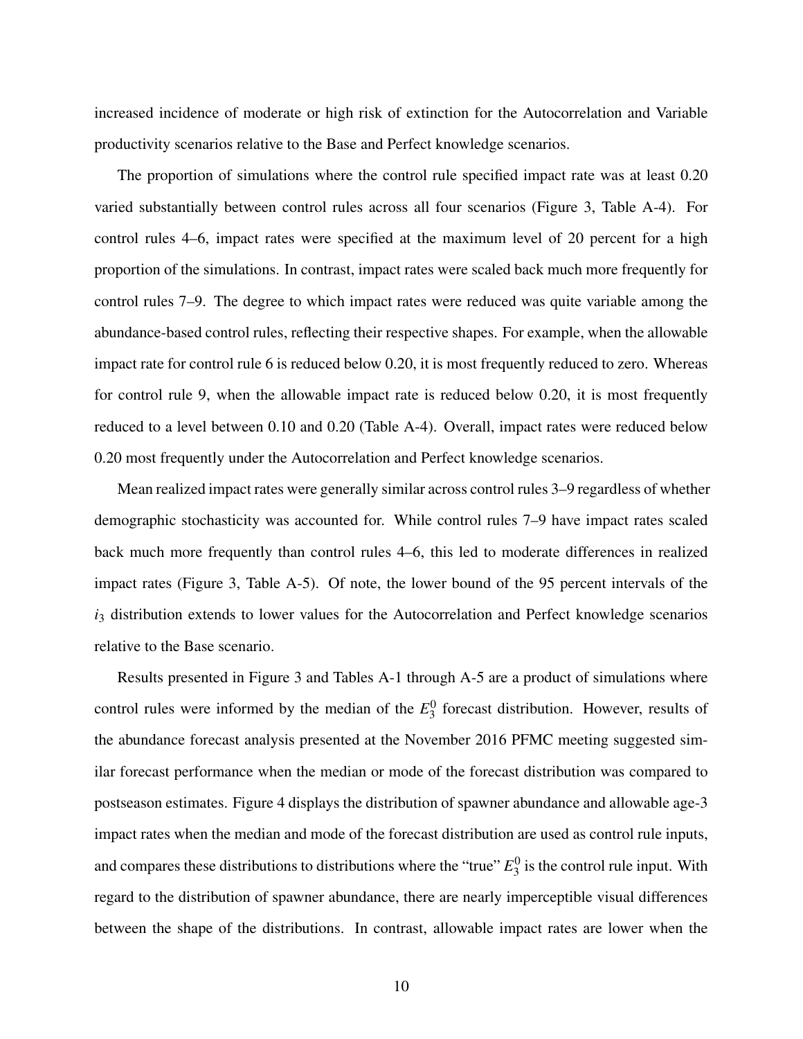increased incidence of moderate or high risk of extinction for the Autocorrelation and Variable productivity scenarios relative to the Base and Perfect knowledge scenarios.

The proportion of simulations where the control rule specified impact rate was at least 0.20 varied substantially between control rules across all four scenarios (Figure 3, Table A-4). For control rules 4–6, impact rates were specified at the maximum level of 20 percent for a high proportion of the simulations. In contrast, impact rates were scaled back much more frequently for control rules 7–9. The degree to which impact rates were reduced was quite variable among the abundance-based control rules, reflecting their respective shapes. For example, when the allowable impact rate for control rule 6 is reduced below 0.20, it is most frequently reduced to zero. Whereas for control rule 9, when the allowable impact rate is reduced below 0.20, it is most frequently reduced to a level between 0.10 and 0.20 (Table A-4). Overall, impact rates were reduced below 0.20 most frequently under the Autocorrelation and Perfect knowledge scenarios.

Mean realized impact rates were generally similar across control rules 3–9 regardless of whether demographic stochasticity was accounted for. While control rules 7–9 have impact rates scaled back much more frequently than control rules 4–6, this led to moderate differences in realized impact rates (Figure 3, Table A-5). Of note, the lower bound of the 95 percent intervals of the $i_3$ distribution extends to lower values for the Autocorrelation and Perfect knowledge scenarios relative to the Base scenario.

Results presented in Figure 3 and Tables A-1 through A-5 are a product of simulations where control rules were informed by the median of the $E_3^0$ forecast distribution. However, results of the abundance forecast analysis presented at the November 2016 PFMC meeting suggested similar forecast performance when the median or mode of the forecast distribution was compared to postseason estimates. Figure 4 displays the distribution of spawner abundance and allowable age-3 impact rates when the median and mode of the forecast distribution are used as control rule inputs, and compares these distributions to distributions where the "true" $E_3^0$ is the control rule input. With regard to the distribution of spawner abundance, there are nearly imperceptible visual differences between the shape of the distributions. In contrast, allowable impact rates are lower when the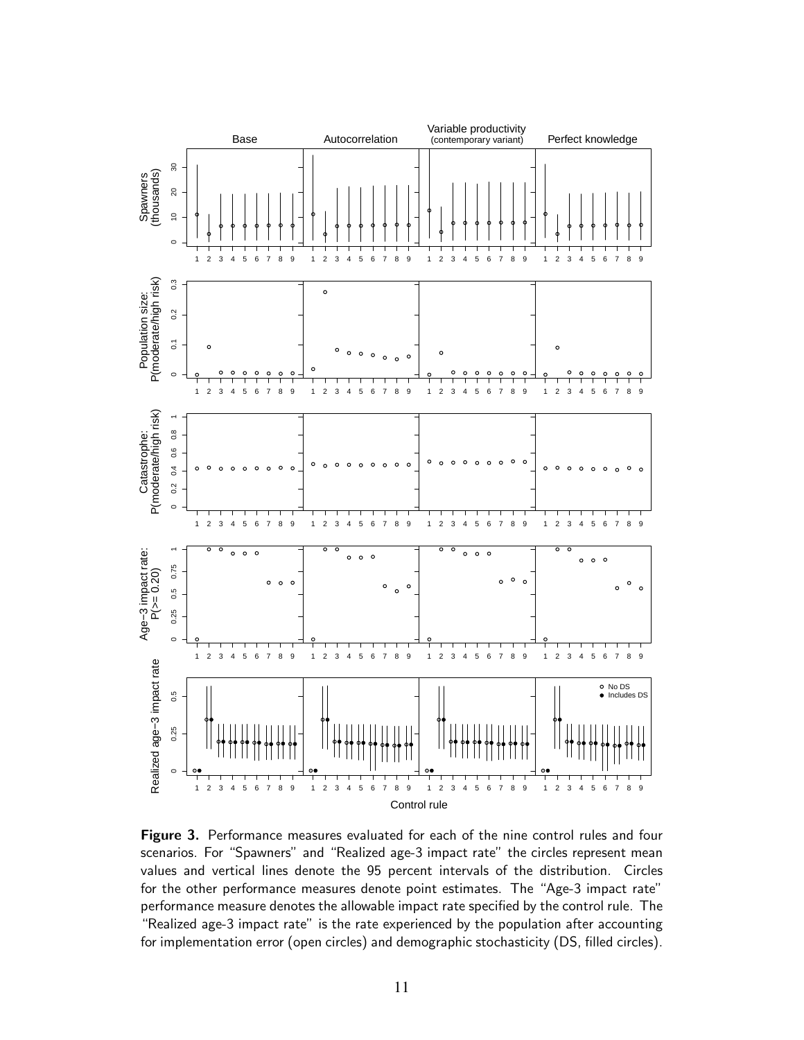**Figure 3.** Performance measures evaluated for each of the nine control rules and four scenarios. For "Spawners" and "Realized age-3 impact rate" the circles represent mean values and vertical lines denote the 95 percent intervals of the distribution. Circles for the other performance measures denote point estimates. The "Age-3 impact rate" performance measure denotes the allowable impact rate specified by the control rule. The "Realized age-3 impact rate" is the rate experienced by the population after accounting for implementation error (open circles) and demographic stochasticity (DS, filled circles).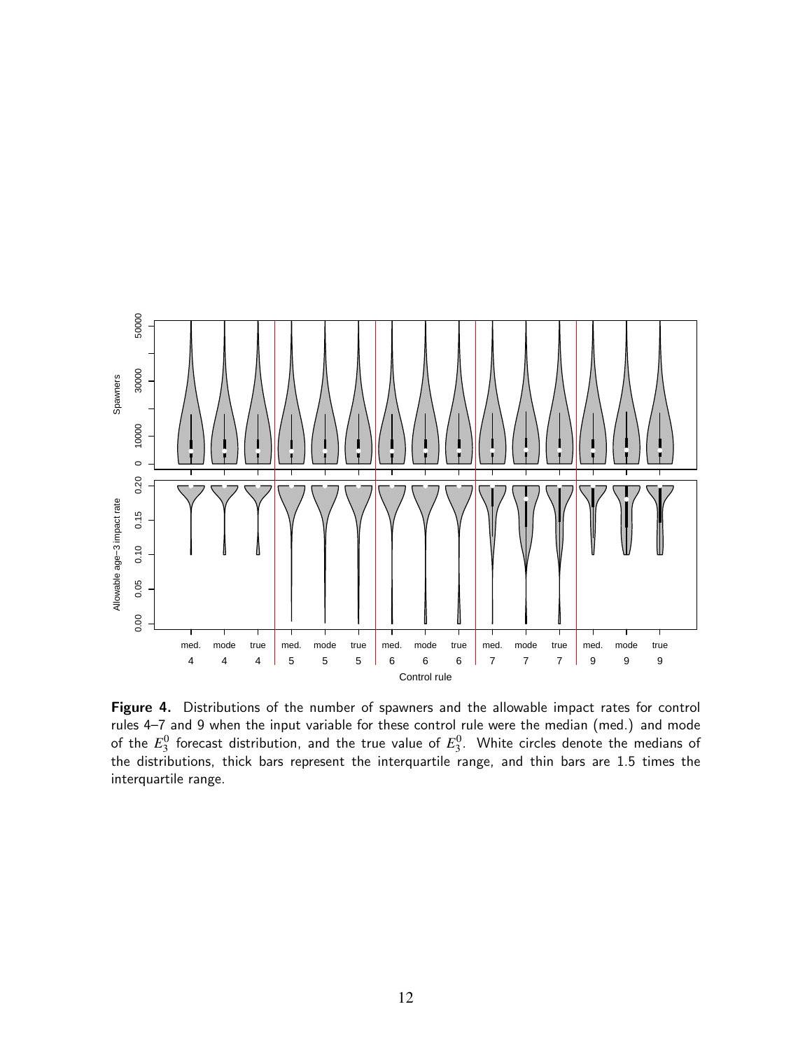**Figure 4.** Distributions of the number of spawners and the allowable impact rates for control rules 4–7 and 9 when the input variable for these control rule were the median (med.) and mode of the $E_3^0$ forecast distribution, and the true value of $E_3^0$. White circles denote the medians of the distributions, thick bars represent the interquartile range, and thin bars are 1.5 times the interquartile range.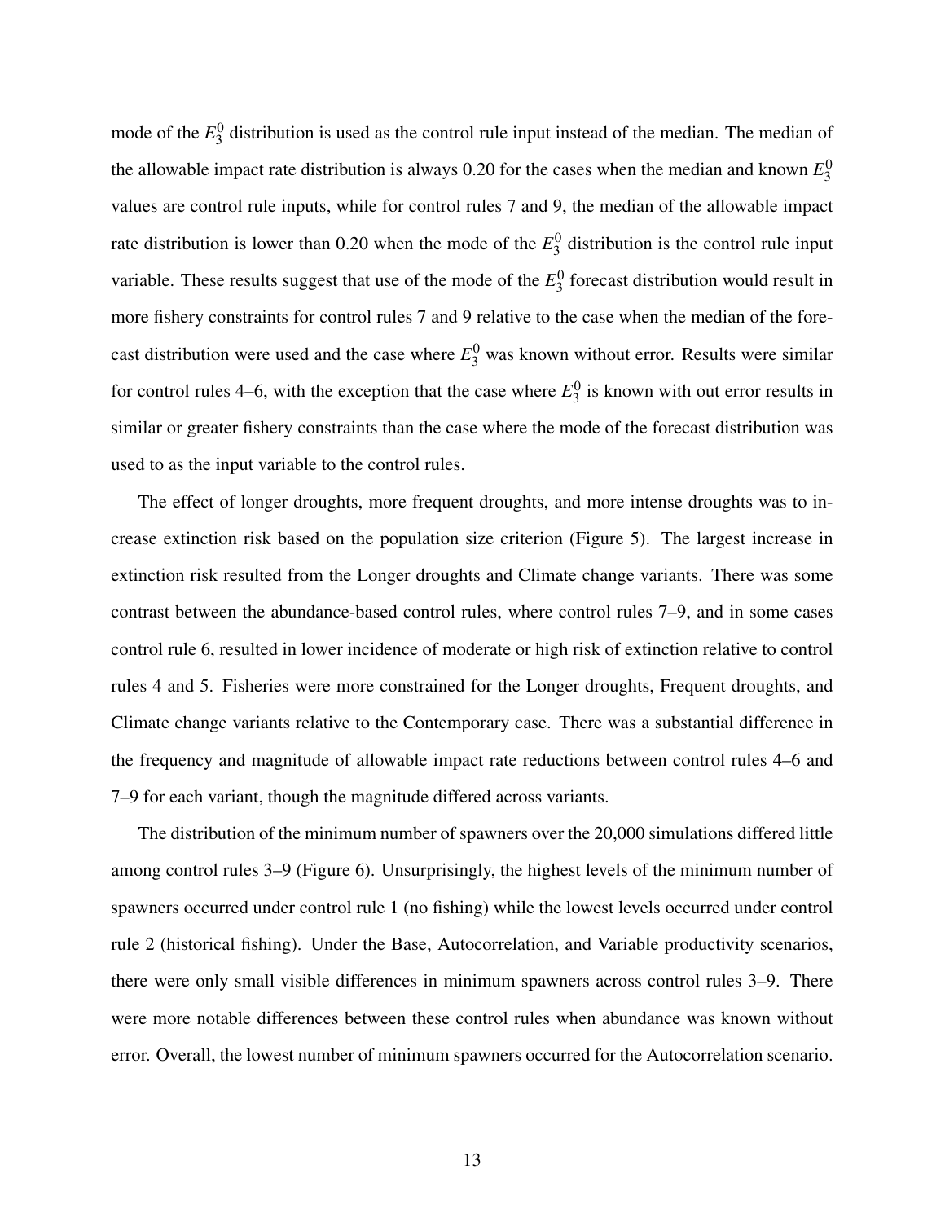mode of the $E_3^0$ distribution is used as the control rule input instead of the median. The median of the allowable impact rate distribution is always 0.20 for the cases when the median and known $E_3^0$ values are control rule inputs, while for control rules 7 and 9, the median of the allowable impact rate distribution is lower than 0.20 when the mode of the $E_3^0$ distribution is the control rule input variable. These results suggest that use of the mode of the $E_3^0$ forecast distribution would result in more fishery constraints for control rules 7 and 9 relative to the case when the median of the forecast distribution were used and the case where $E_3^0$ was known without error. Results were similar for control rules 4–6, with the exception that the case where $E_3^0$ is known with out error results in similar or greater fishery constraints than the case where the mode of the forecast distribution was used to as the input variable to the control rules.

The effect of longer droughts, more frequent droughts, and more intense droughts was to increase extinction risk based on the population size criterion (Figure 5). The largest increase in extinction risk resulted from the Longer droughts and Climate change variants. There was some contrast between the abundance-based control rules, where control rules 7–9, and in some cases control rule 6, resulted in lower incidence of moderate or high risk of extinction relative to control rules 4 and 5. Fisheries were more constrained for the Longer droughts, Frequent droughts, and Climate change variants relative to the Contemporary case. There was a substantial difference in the frequency and magnitude of allowable impact rate reductions between control rules 4–6 and 7–9 for each variant, though the magnitude differed across variants.

The distribution of the minimum number of spawners over the 20,000 simulations differed little among control rules 3–9 (Figure 6). Unsurprisingly, the highest levels of the minimum number of spawners occurred under control rule 1 (no fishing) while the lowest levels occurred under control rule 2 (historical fishing). Under the Base, Autocorrelation, and Variable productivity scenarios, there were only small visible differences in minimum spawners across control rules 3–9. There were more notable differences between these control rules when abundance was known without error. Overall, the lowest number of minimum spawners occurred for the Autocorrelation scenario.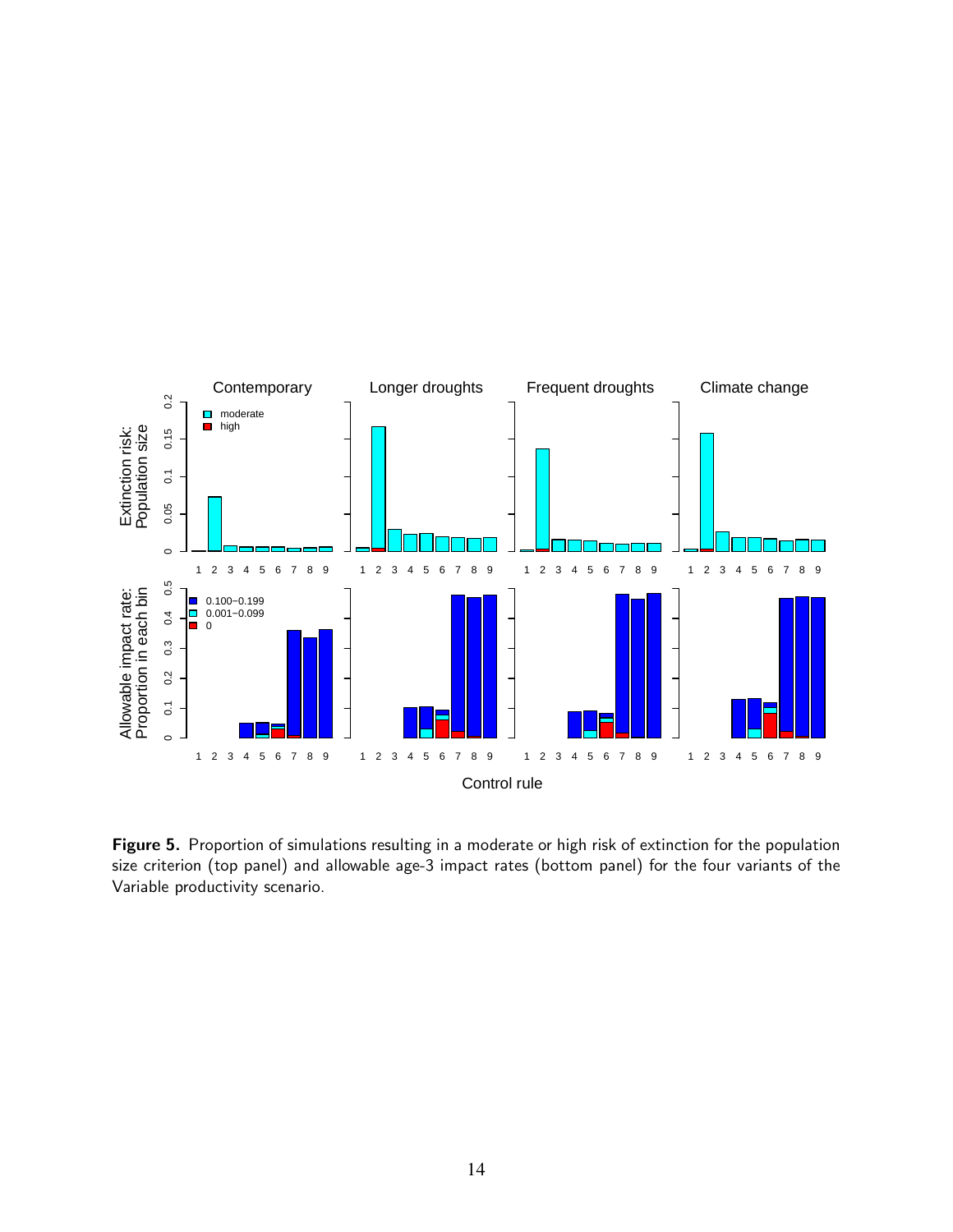**Figure 5.** Proportion of simulations resulting in a moderate or high risk of extinction for the population size criterion (top panel) and allowable age-3 impact rates (bottom panel) for the four variants of the Variable productivity scenario.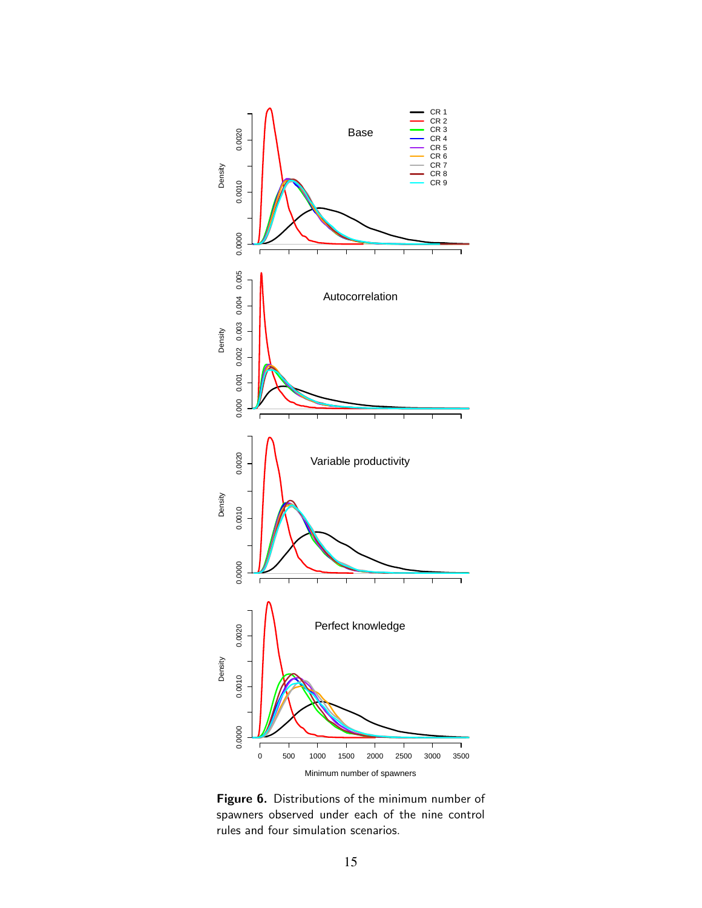**Figure 6.** Distributions of the minimum number of spawners observed under each of the nine control rules and four simulation scenarios.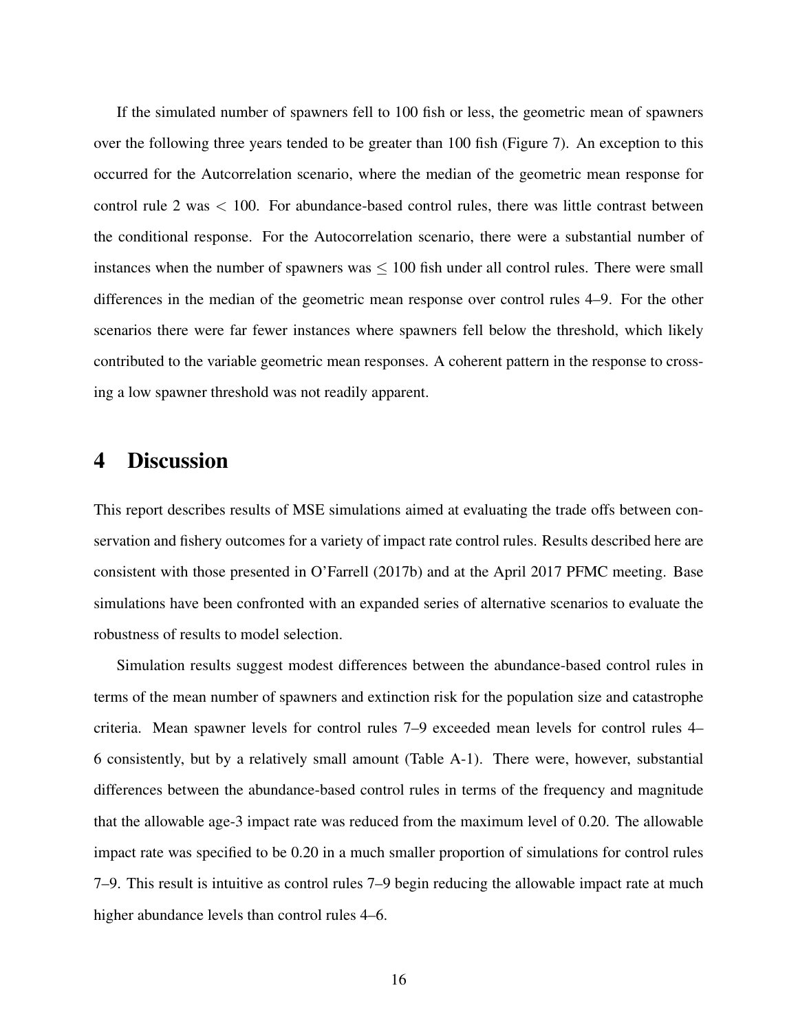If the simulated number of spawners fell to 100 fish or less, the geometric mean of spawners over the following three years tended to be greater than 100 fish (Figure 7). An exception to this occurred for the Autcorrelation scenario, where the median of the geometric mean response for control rule 2 was $< 100$. For abundance-based control rules, there was little contrast between the conditional response. For the Autocorrelation scenario, there were a substantial number of instances when the number of spawners was $\leq 100$ fish under all control rules. There were small differences in the median of the geometric mean response over control rules 4–9. For the other scenarios there were far fewer instances where spawners fell below the threshold, which likely contributed to the variable geometric mean responses. A coherent pattern in the response to crossing a low spawner threshold was not readily apparent.

# 4 Discussion

This report describes results of MSE simulations aimed at evaluating the trade offs between conservation and fishery outcomes for a variety of impact rate control rules. Results described here are consistent with those presented in O'Farrell (2017b) and at the April 2017 PFMC meeting. Base simulations have been confronted with an expanded series of alternative scenarios to evaluate the robustness of results to model selection.

Simulation results suggest modest differences between the abundance-based control rules in terms of the mean number of spawners and extinction risk for the population size and catastrophe criteria. Mean spawner levels for control rules 7–9 exceeded mean levels for control rules 4–6 consistently, but by a relatively small amount (Table A-1). There were, however, substantial differences between the abundance-based control rules in terms of the frequency and magnitude that the allowable age-3 impact rate was reduced from the maximum level of 0.20. The allowable impact rate was specified to be 0.20 in a much smaller proportion of simulations for control rules 7–9. This result is intuitive as control rules 7–9 begin reducing the allowable impact rate at much higher abundance levels than control rules 4–6.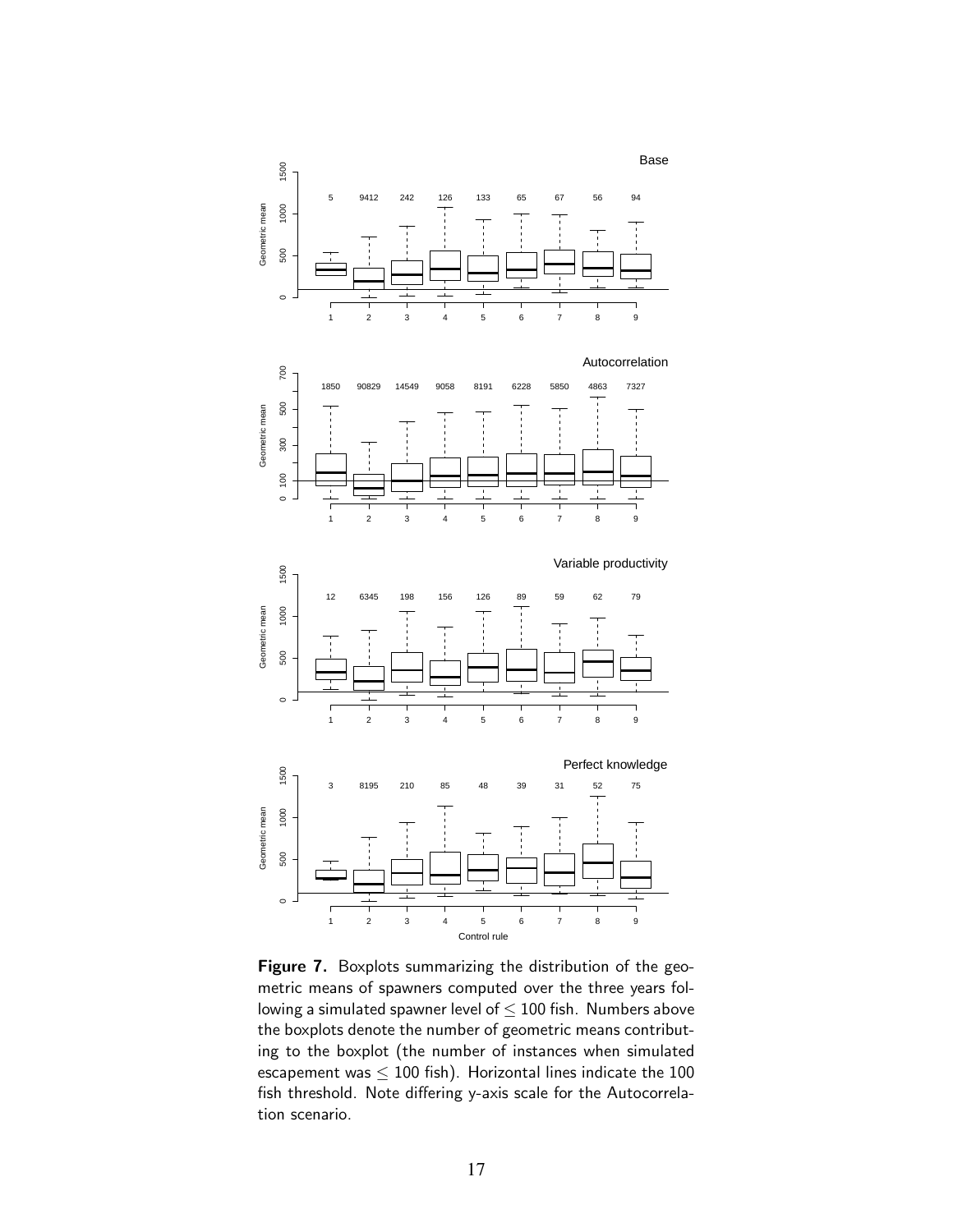**Figure 7.** Boxplots summarizing the distribution of the geometric means of spawners computed over the three years following a simulated spawner level of ≤ 100 fish. Numbers above the boxplots denote the number of geometric means contributing to the boxplot (the number of instances when simulated escapement was ≤ 100 fish). Horizontal lines indicate the 100 fish threshold. Note differing y-axis scale for the Autocorrelation scenario.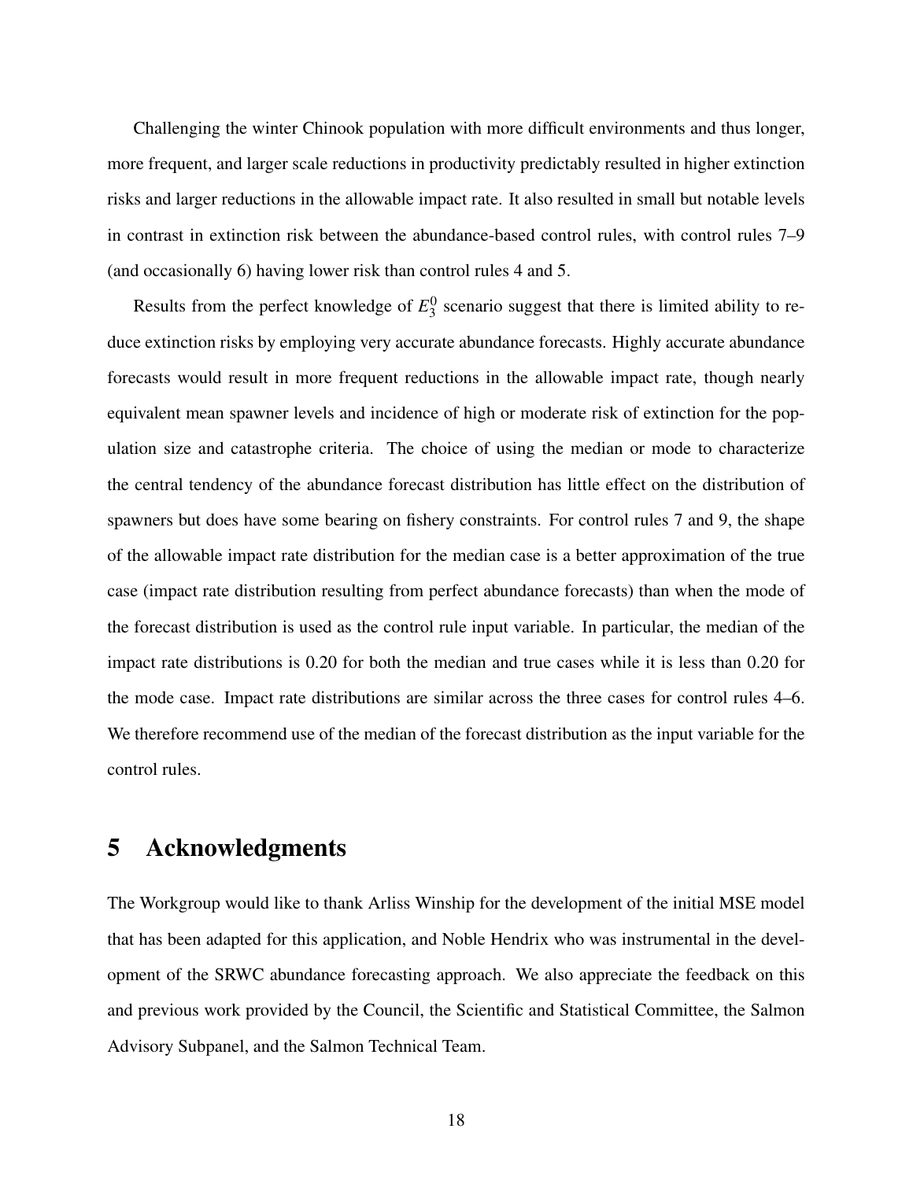Challenging the winter Chinook population with more difficult environments and thus longer, more frequent, and larger scale reductions in productivity predictably resulted in higher extinction risks and larger reductions in the allowable impact rate. It also resulted in small but notable levels in contrast in extinction risk between the abundance-based control rules, with control rules 7–9 (and occasionally 6) having lower risk than control rules 4 and 5.

Results from the perfect knowledge of $E_3^0$ scenario suggest that there is limited ability to reduce extinction risks by employing very accurate abundance forecasts. Highly accurate abundance forecasts would result in more frequent reductions in the allowable impact rate, though nearly equivalent mean spawner levels and incidence of high or moderate risk of extinction for the population size and catastrophe criteria. The choice of using the median or mode to characterize the central tendency of the abundance forecast distribution has little effect on the distribution of spawners but does have some bearing on fishery constraints. For control rules 7 and 9, the shape of the allowable impact rate distribution for the median case is a better approximation of the true case (impact rate distribution resulting from perfect abundance forecasts) than when the mode of the forecast distribution is used as the control rule input variable. In particular, the median of the impact rate distributions is 0.20 for both the median and true cases while it is less than 0.20 for the mode case. Impact rate distributions are similar across the three cases for control rules 4–6. We therefore recommend use of the median of the forecast distribution as the input variable for the control rules.

# 5 Acknowledgments

The Workgroup would like to thank Arliss Winship for the development of the initial MSE model that has been adapted for this application, and Noble Hendrix who was instrumental in the development of the SRWC abundance forecasting approach. We also appreciate the feedback on this and previous work provided by the Council, the Scientific and Statistical Committee, the Salmon Advisory Subpanel, and the Salmon Technical Team.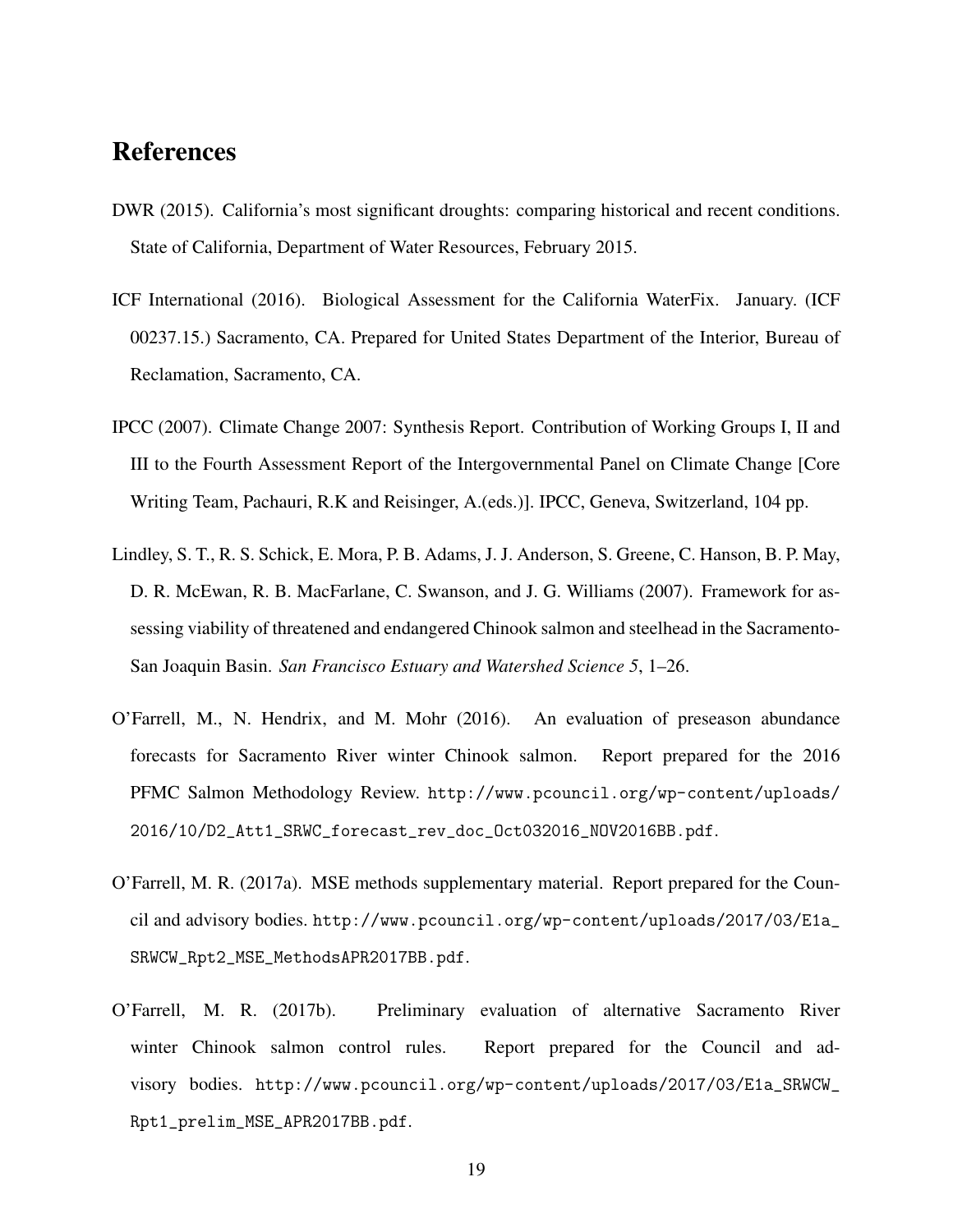# References

DWR (2015). California's most significant droughts: comparing historical and recent conditions. State of California, Department of Water Resources, February 2015.

ICF International (2016). Biological Assessment for the California WaterFix. January. (ICF 00237.15.) Sacramento, CA. Prepared for United States Department of the Interior, Bureau of Reclamation, Sacramento, CA.

IPCC (2007). Climate Change 2007: Synthesis Report. Contribution of Working Groups I, II and III to the Fourth Assessment Report of the Intergovernmental Panel on Climate Change [Core Writing Team, Pachauri, R.K and Reisinger, A.(eds.)]. IPCC, Geneva, Switzerland, 104 pp.

Lindley, S. T., R. S. Schick, E. Mora, P. B. Adams, J. J. Anderson, S. Greene, C. Hanson, B. P. May, D. R. McEwan, R. B. MacFarlane, C. Swanson, and J. G. Williams (2007). Framework for assessing viability of threatened and endangered Chinook salmon and steelhead in the Sacramento-San Joaquin Basin. *San Francisco Estuary and Watershed Science 5*, 1–26.

O'Farrell, M., N. Hendrix, and M. Mohr (2016). An evaluation of preseason abundance forecasts for Sacramento River winter Chinook salmon. Report prepared for the 2016 PFMC Salmon Methodology Review. http://www.pcouncil.org/wp-content/uploads/2016/10/D2_Att1_SRWC_forecast_rev_doc_Oct032016_NOV2016BB.pdf.

O'Farrell, M. R. (2017a). MSE methods supplementary material. Report prepared for the Council and advisory bodies. http://www.pcouncil.org/wp-content/uploads/2017/03/E1a_SRWCW_Rpt2_MSE_MethodsAPR2017BB.pdf.

O'Farrell, M. R. (2017b). Preliminary evaluation of alternative Sacramento River winter Chinook salmon control rules. Report prepared for the Council and advisory bodies. http://www.pcouncil.org/wp-content/uploads/2017/03/E1a_SRWCW_Rpt1_prelim_MSE_APR2017BB.pdf.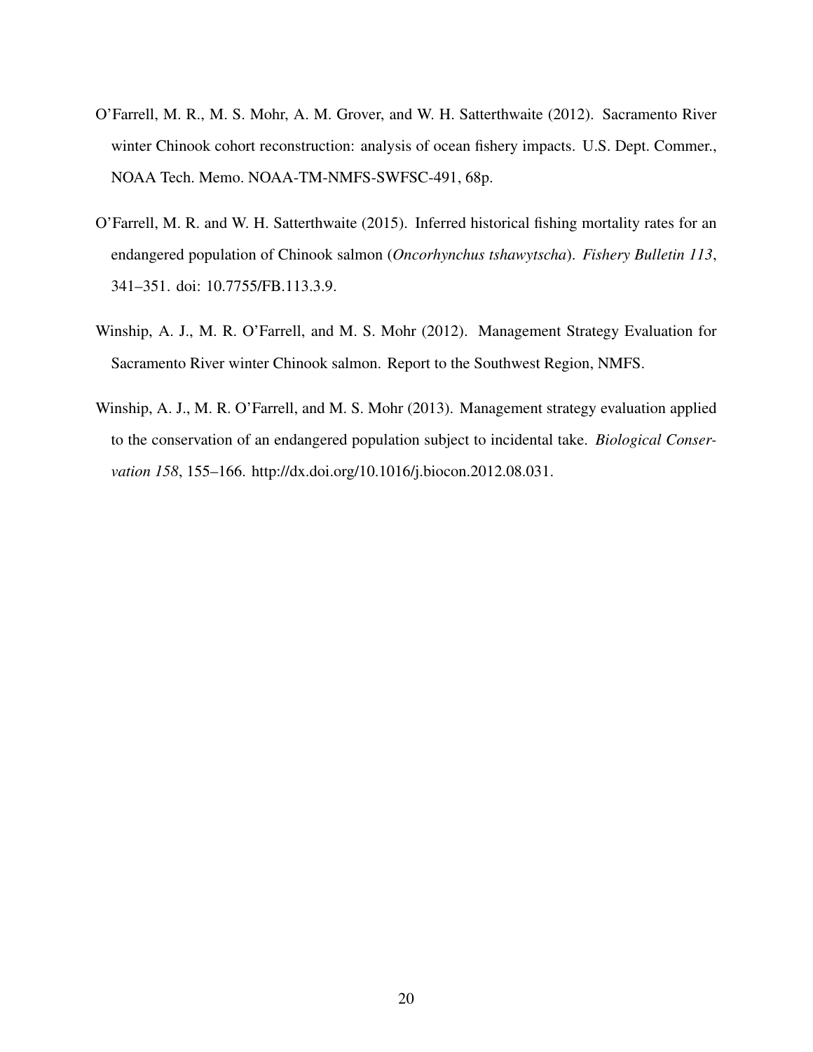O'Farrell, M. R., M. S. Mohr, A. M. Grover, and W. H. Satterthwaite (2012). Sacramento River winter Chinook cohort reconstruction: analysis of ocean fishery impacts. U.S. Dept. Commer., NOAA Tech. Memo. NOAA-TM-NMFS-SWFSC-491, 68p.

O'Farrell, M. R. and W. H. Satterthwaite (2015). Inferred historical fishing mortality rates for an endangered population of Chinook salmon (*Oncorhynchus tshawytscha*). *Fishery Bulletin 113*, 341–351. doi: 10.7755/FB.113.3.9.

Winship, A. J., M. R. O'Farrell, and M. S. Mohr (2012). Management Strategy Evaluation for Sacramento River winter Chinook salmon. Report to the Southwest Region, NMFS.

Winship, A. J., M. R. O'Farrell, and M. S. Mohr (2013). Management strategy evaluation applied to the conservation of an endangered population subject to incidental take. *Biological Conservation 158*, 155–166. http://dx.doi.org/10.1016/j.biocon.2012.08.031.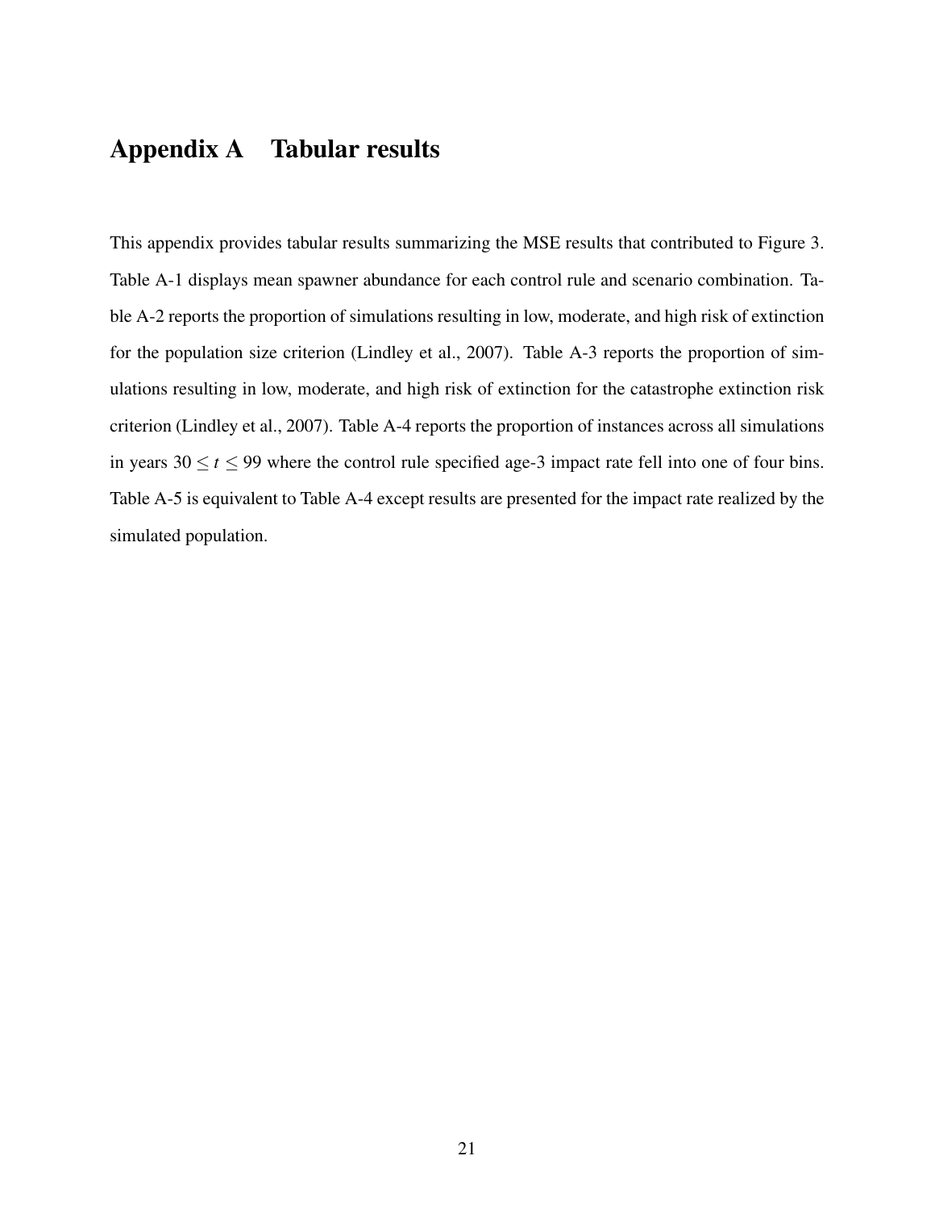# Appendix A Tabular results

This appendix provides tabular results summarizing the MSE results that contributed to Figure 3. Table A-1 displays mean spawner abundance for each control rule and scenario combination. Table A-2 reports the proportion of simulations resulting in low, moderate, and high risk of extinction for the population size criterion (Lindley et al., 2007). Table A-3 reports the proportion of simulations resulting in low, moderate, and high risk of extinction for the catastrophe extinction risk criterion (Lindley et al., 2007). Table A-4 reports the proportion of instances across all simulations in years $30 \leq t \leq 99$ where the control rule specified age-3 impact rate fell into one of four bins. Table A-5 is equivalent to Table A-4 except results are presented for the impact rate realized by the simulated population.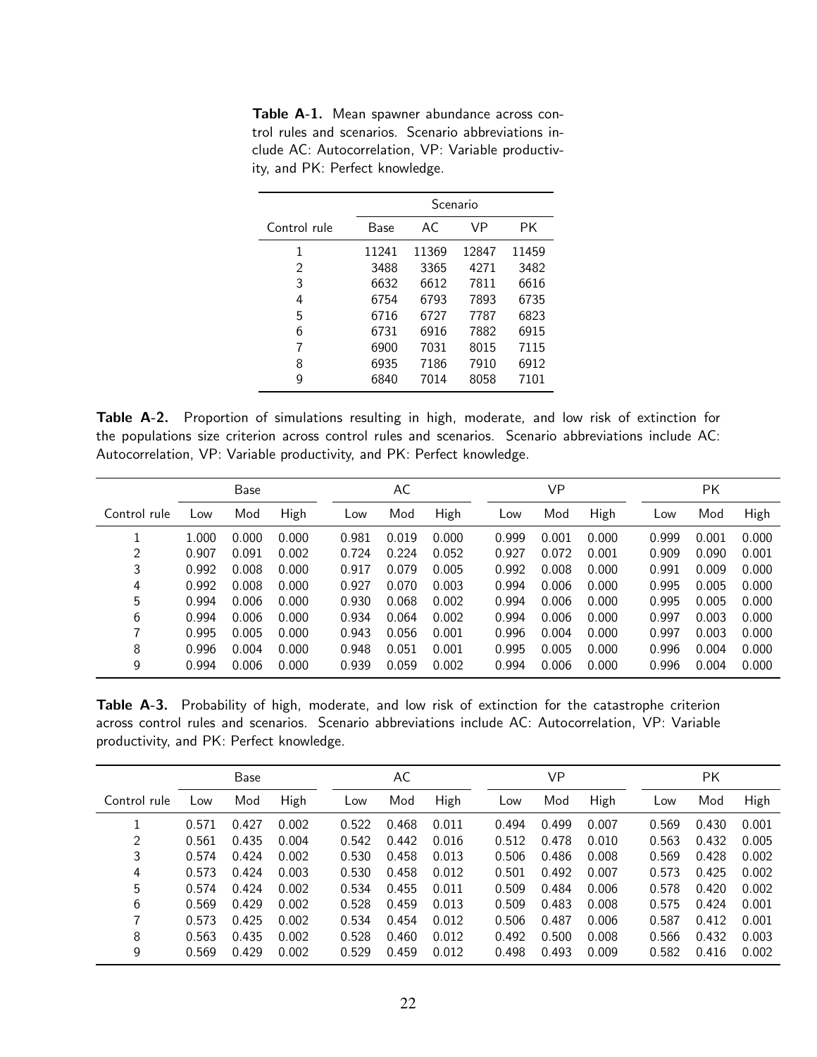**Table A-1.** Mean spawner abundance across control rules and scenarios. Scenario abbreviations include AC: Autocorrelation, VP: Variable productivity, and PK: Perfect knowledge.

| | Scenario | | | |
|---|---|---|---|---|
| Control rule | Base | AC | VP | PK |
| 1 | 11241 | 11369 | 12847 | 11459 |
| 2 | 3488 | 3365 | 4271 | 3482 |
| 3 | 6632 | 6612 | 7811 | 6616 |
| 4 | 6754 | 6793 | 7893 | 6735 |
| 5 | 6716 | 6727 | 7787 | 6823 |
| 6 | 6731 | 6916 | 7882 | 6915 |
| 7 | 6900 | 7031 | 8015 | 7115 |
| 8 | 6935 | 7186 | 7910 | 6912 |
| 9 | 6840 | 7014 | 8058 | 7101 |

**Table A-2.** Proportion of simulations resulting in high, moderate, and low risk of extinction for the populations size criterion across control rules and scenarios. Scenario abbreviations include AC: Autocorrelation, VP: Variable productivity, and PK: Perfect knowledge.

| | Base | | | AC | | | VP | | | PK | | |
|---|---|---|---|---|---|---|---|---|---|---|---|---|
| Control rule | Low | Mod | High | Low | Mod | High | Low | Mod | High | Low | Mod | High |
| 1 | 1.000 | 0.000 | 0.000 | 0.981 | 0.019 | 0.000 | 0.999 | 0.001 | 0.000 | 0.999 | 0.001 | 0.000 |
| 2 | 0.907 | 0.091 | 0.002 | 0.724 | 0.224 | 0.052 | 0.927 | 0.072 | 0.001 | 0.909 | 0.090 | 0.001 |
| 3 | 0.992 | 0.008 | 0.000 | 0.917 | 0.079 | 0.005 | 0.992 | 0.008 | 0.000 | 0.991 | 0.009 | 0.000 |
| 4 | 0.992 | 0.008 | 0.000 | 0.927 | 0.070 | 0.003 | 0.994 | 0.006 | 0.000 | 0.995 | 0.005 | 0.000 |
| 5 | 0.994 | 0.006 | 0.000 | 0.930 | 0.068 | 0.002 | 0.994 | 0.006 | 0.000 | 0.995 | 0.005 | 0.000 |
| 6 | 0.994 | 0.006 | 0.000 | 0.934 | 0.064 | 0.002 | 0.994 | 0.006 | 0.000 | 0.997 | 0.003 | 0.000 |
| 7 | 0.995 | 0.005 | 0.000 | 0.943 | 0.056 | 0.001 | 0.996 | 0.004 | 0.000 | 0.997 | 0.003 | 0.000 |
| 8 | 0.996 | 0.004 | 0.000 | 0.948 | 0.051 | 0.001 | 0.995 | 0.005 | 0.000 | 0.996 | 0.004 | 0.000 |
| 9 | 0.994 | 0.006 | 0.000 | 0.939 | 0.059 | 0.002 | 0.994 | 0.006 | 0.000 | 0.996 | 0.004 | 0.000 |

**Table A-3.** Probability of high, moderate, and low risk of extinction for the catastrophe criterion across control rules and scenarios. Scenario abbreviations include AC: Autocorrelation, VP: Variable productivity, and PK: Perfect knowledge.

| | Base | | | AC | | | VP | | | PK | | |
|---|---|---|---|---|---|---|---|---|---|---|---|---|
| Control rule | Low | Mod | High | Low | Mod | High | Low | Mod | High | Low | Mod | High |
| 1 | 0.571 | 0.427 | 0.002 | 0.522 | 0.468 | 0.011 | 0.494 | 0.499 | 0.007 | 0.569 | 0.430 | 0.001 |
| 2 | 0.561 | 0.435 | 0.004 | 0.542 | 0.442 | 0.016 | 0.512 | 0.478 | 0.010 | 0.563 | 0.432 | 0.005 |
| 3 | 0.574 | 0.424 | 0.002 | 0.530 | 0.458 | 0.013 | 0.506 | 0.486 | 0.008 | 0.569 | 0.428 | 0.002 |
| 4 | 0.573 | 0.424 | 0.003 | 0.530 | 0.458 | 0.012 | 0.501 | 0.492 | 0.007 | 0.573 | 0.425 | 0.002 |
| 5 | 0.574 | 0.424 | 0.002 | 0.534 | 0.455 | 0.011 | 0.509 | 0.484 | 0.006 | 0.578 | 0.420 | 0.002 |
| 6 | 0.569 | 0.429 | 0.002 | 0.528 | 0.459 | 0.013 | 0.509 | 0.483 | 0.008 | 0.575 | 0.424 | 0.001 |
| 7 | 0.573 | 0.425 | 0.002 | 0.534 | 0.454 | 0.012 | 0.506 | 0.487 | 0.006 | 0.587 | 0.412 | 0.001 |
| 8 | 0.563 | 0.435 | 0.002 | 0.528 | 0.460 | 0.012 | 0.492 | 0.500 | 0.008 | 0.566 | 0.432 | 0.003 |
| 9 | 0.569 | 0.429 | 0.002 | 0.529 | 0.459 | 0.012 | 0.498 | 0.493 | 0.009 | 0.582 | 0.416 | 0.002 |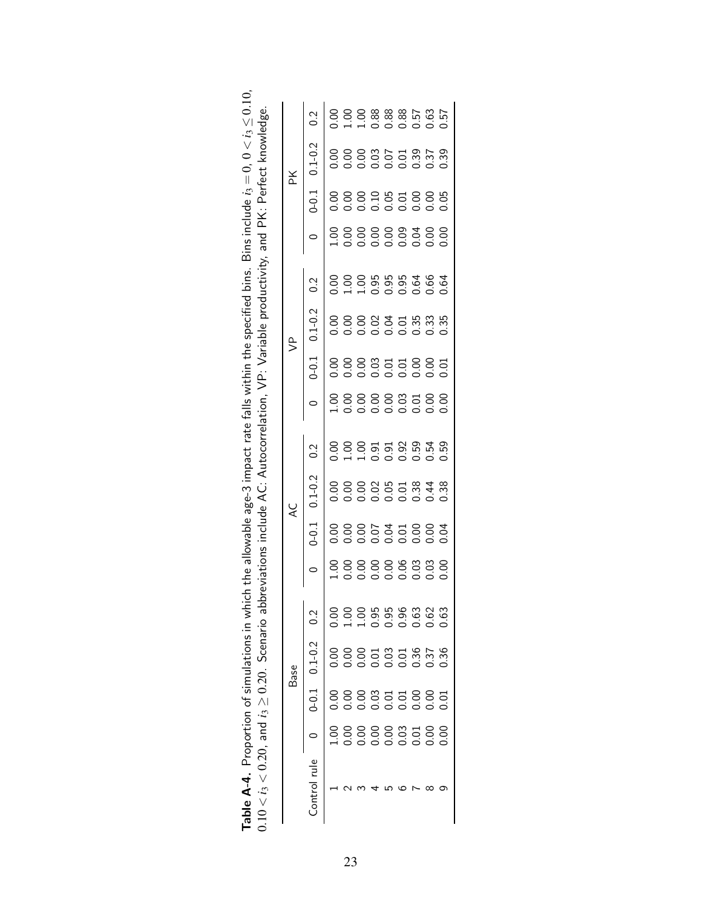**Table A-4.** Proportion of simulations in which the allowable age-3 impact rate falls within the specified bins. Bins include $i_3 = 0$, $0 < i_3 \leq 0.10$, $0.10 < i_3 < 0.20$, and $i_3 \geq 0.20$. Scenario abbreviations include AC: Autocorrelation, VP: Variable productivity, and PK: Perfect knowledge.

| | Base | | | | AC | | | | VP | | | | PK | | | |
|---|---|---|---|---|---|---|---|---|---|---|---|---|---|---|---|---|
| Control rule | 0 | 0-0.1 | 0.1-0.2 | 0.2 | 0 | 0-0.1 | 0.1-0.2 | 0.2 | 0 | 0-0.1 | 0.1-0.2 | 0.2 | 0 | 0-0.1 | 0.1-0.2 | 0.2 |
| 1 | 1.00 | 0.00 | 0.00 | 0.00 | 1.00 | 0.00 | 0.00 | 0.00 | 1.00 | 0.00 | 0.00 | 0.00 | 1.00 | 0.00 | 0.00 | 0.00 |
| 2 | 0.00 | 0.00 | 0.00 | 1.00 | 0.00 | 0.00 | 0.00 | 1.00 | 0.00 | 0.00 | 0.00 | 1.00 | 0.00 | 0.00 | 0.00 | 1.00 |
| 3 | 0.00 | 0.00 | 0.00 | 1.00 | 0.00 | 0.00 | 0.00 | 1.00 | 0.00 | 0.00 | 0.00 | 1.00 | 0.00 | 0.00 | 0.00 | 1.00 |
| 4 | 0.00 | 0.03 | 0.01 | 0.95 | 0.00 | 0.07 | 0.02 | 0.91 | 0.00 | 0.03 | 0.02 | 0.95 | 0.00 | 0.10 | 0.03 | 0.88 |
| 5 | 0.00 | 0.01 | 0.03 | 0.95 | 0.00 | 0.04 | 0.05 | 0.91 | 0.00 | 0.01 | 0.04 | 0.95 | 0.00 | 0.05 | 0.07 | 0.88 |
| 6 | 0.03 | 0.01 | 0.01 | 0.96 | 0.06 | 0.01 | 0.01 | 0.92 | 0.03 | 0.01 | 0.01 | 0.95 | 0.09 | 0.01 | 0.01 | 0.88 |
| 7 | 0.01 | 0.00 | 0.36 | 0.63 | 0.03 | 0.00 | 0.38 | 0.59 | 0.01 | 0.00 | 0.35 | 0.64 | 0.04 | 0.00 | 0.39 | 0.57 |
| 8 | 0.00 | 0.00 | 0.37 | 0.62 | 0.03 | 0.00 | 0.44 | 0.54 | 0.00 | 0.00 | 0.33 | 0.66 | 0.00 | 0.00 | 0.37 | 0.63 |
| 9 | 0.00 | 0.01 | 0.36 | 0.63 | 0.00 | 0.04 | 0.38 | 0.59 | 0.00 | 0.01 | 0.35 | 0.64 | 0.00 | 0.05 | 0.39 | 0.57 |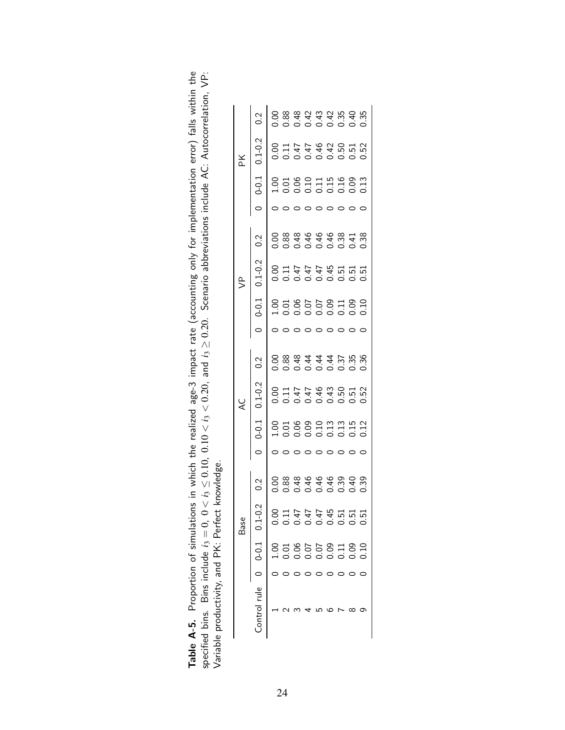**Table A-5.** Proportion of simulations in which the realized age-3 impact rate (accounting only for implementation error) falls within the specified bins. Bins include $i_3 = 0$, $0 < i_3 \leq 0.10$, $0.10 < i_3 < 0.20$, and $i_3 \geq 0.20$. Scenario abbreviations include AC: Autocorrelation, VP: Variable productivity, and PK: Perfect knowledge.

| | Base | | | | AC | | | | VP | | | | PK | | | |
|---|---|---|---|---|---|---|---|---|---|---|---|---|---|---|---|---|
| Control rule | 0 | 0-0.1 | 0.1-0.2 | 0.2 | 0 | 0-0.1 | 0.1-0.2 | 0.2 | 0 | 0-0.1 | 0.1-0.2 | 0.2 | 0 | 0-0.1 | 0.1-0.2 | 0.2 |
| 1 | 0 | 1.00 | 0.00 | 0.00 | 0 | 1.00 | 0.00 | 0.00 | 0 | 1.00 | 0.00 | 0.00 | 0 | 1.00 | 0.00 | 0.00 |
| 2 | 0 | 0.01 | 0.11 | 0.88 | 0 | 0.01 | 0.11 | 0.88 | 0 | 0.01 | 0.11 | 0.88 | 0 | 0.01 | 0.11 | 0.88 |
| 3 | 0 | 0.06 | 0.47 | 0.48 | 0 | 0.06 | 0.47 | 0.48 | 0 | 0.06 | 0.47 | 0.48 | 0 | 0.06 | 0.47 | 0.48 |
| 4 | 0 | 0.07 | 0.47 | 0.46 | 0 | 0.09 | 0.47 | 0.44 | 0 | 0.07 | 0.47 | 0.46 | 0 | 0.10 | 0.47 | 0.42 |
| 5 | 0 | 0.07 | 0.47 | 0.46 | 0 | 0.10 | 0.46 | 0.44 | 0 | 0.07 | 0.47 | 0.46 | 0 | 0.11 | 0.46 | 0.43 |
| 6 | 0 | 0.09 | 0.45 | 0.46 | 0 | 0.13 | 0.43 | 0.44 | 0 | 0.09 | 0.45 | 0.46 | 0 | 0.15 | 0.42 | 0.42 |
| 7 | 0 | 0.11 | 0.51 | 0.39 | 0 | 0.13 | 0.50 | 0.37 | 0 | 0.11 | 0.51 | 0.38 | 0 | 0.16 | 0.50 | 0.35 |
| 8 | 0 | 0.09 | 0.51 | 0.40 | 0 | 0.15 | 0.51 | 0.35 | 0 | 0.09 | 0.51 | 0.41 | 0 | 0.09 | 0.51 | 0.40 |
| 9 | 0 | 0.10 | 0.51 | 0.39 | 0 | 0.12 | 0.52 | 0.36 | 0 | 0.10 | 0.51 | 0.38 | 0 | 0.13 | 0.52 | 0.35 |